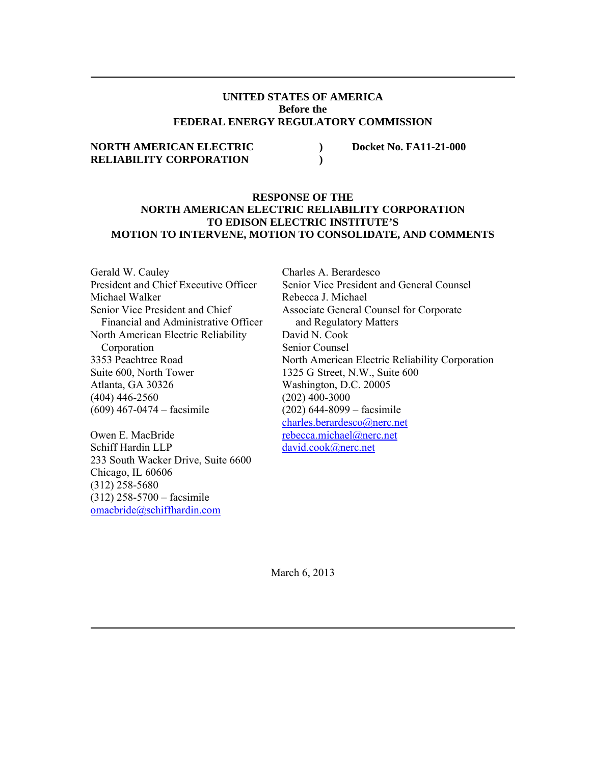**UNITED STATES OF AMERICA**
**Before the**
**FEDERAL ENERGY REGULATORY COMMISSION**

| | | |
|---|---|---|
| **NORTH AMERICAN ELECTRIC RELIABILITY CORPORATION** | **)** **)** | **Docket No. FA11-21-000** |

# RESPONSE OF THE NORTH AMERICAN ELECTRIC RELIABILITY CORPORATION TO EDISON ELECTRIC INSTITUTE'S MOTION TO INTERVENE, MOTION TO CONSOLIDATE, AND COMMENTS

Gerald W. Cauley
President and Chief Executive Officer
Michael Walker
Senior Vice President and Chief Financial and Administrative Officer
North American Electric Reliability Corporation
3353 Peachtree Road
Suite 600, North Tower
Atlanta, GA 30326
(404) 446-2560
(609) 467-0474 – facsimile

Owen E. MacBride
Schiff Hardin LLP
233 South Wacker Drive, Suite 6600
Chicago, IL 60606
(312) 258-5680
(312) 258-5700 – facsimile
omacbride@schiffhardin.com

Charles A. Berardesco
Senior Vice President and General Counsel
Rebecca J. Michael
Associate General Counsel for Corporate and Regulatory Matters
David N. Cook
Senior Counsel
North American Electric Reliability Corporation
1325 G Street, N.W., Suite 600
Washington, D.C. 20005
(202) 400-3000
(202) 644-8099 – facsimile
charles.berardesco@nerc.net
rebecca.michael@nerc.net
david.cook@nerc.net

March 6, 2013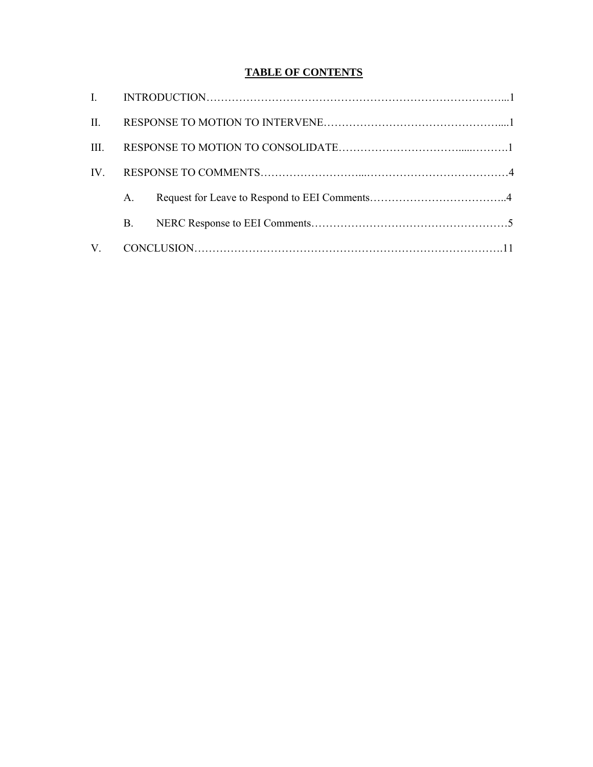## TABLE OF CONTENTS

I. INTRODUCTION……………………………………………………………………………...1

II. RESPONSE TO MOTION TO INTERVENE…………………………………………….....1

III. RESPONSE TO MOTION TO CONSOLIDATE…………………………….....……….1

IV. RESPONSE TO COMMENTS……………………….....…………………………………4

A. Request for Leave to Respond to EEI Comments………………………………..4

B. NERC Response to EEI Comments………………………………………………5

V. CONCLUSION……………………………………………………………………………11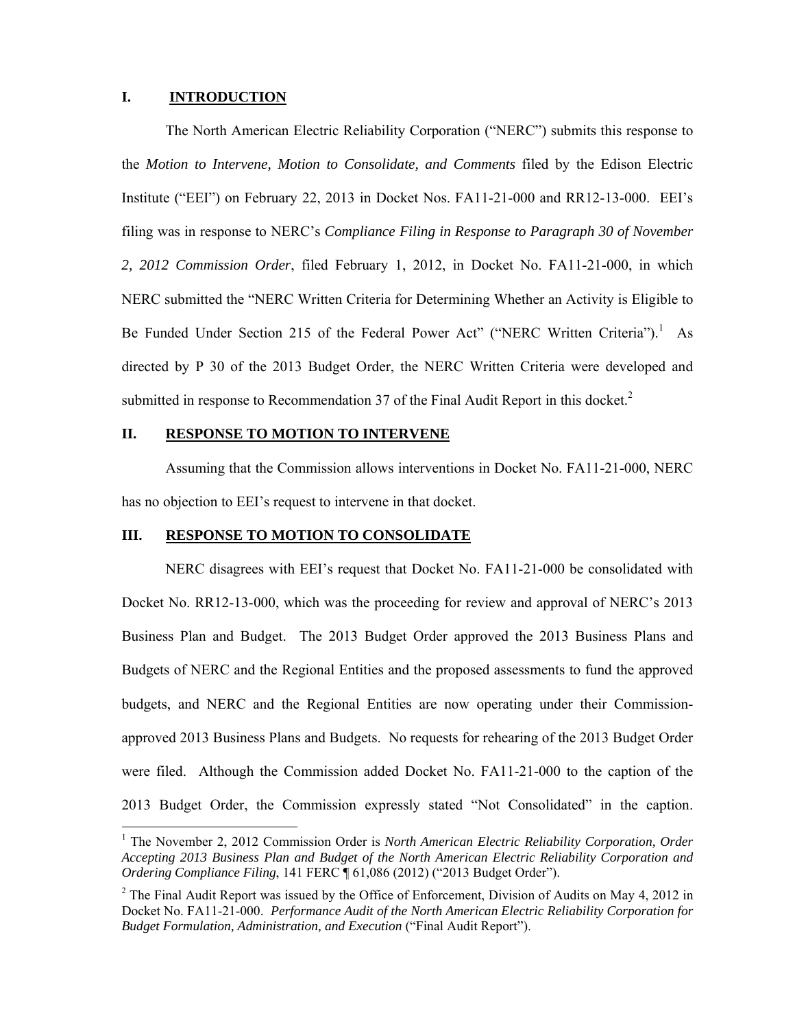## I. INTRODUCTION

The North American Electric Reliability Corporation ("NERC") submits this response to the *Motion to Intervene, Motion to Consolidate, and Comments* filed by the Edison Electric Institute ("EEI") on February 22, 2013 in Docket Nos. FA11-21-000 and RR12-13-000. EEI's filing was in response to NERC's *Compliance Filing in Response to Paragraph 30 of November 2, 2012 Commission Order*, filed February 1, 2012, in Docket No. FA11-21-000, in which NERC submitted the "NERC Written Criteria for Determining Whether an Activity is Eligible to Be Funded Under Section 215 of the Federal Power Act" ("NERC Written Criteria").[1] As directed by P 30 of the 2013 Budget Order, the NERC Written Criteria were developed and submitted in response to Recommendation 37 of the Final Audit Report in this docket.[2]

## II. RESPONSE TO MOTION TO INTERVENE

Assuming that the Commission allows interventions in Docket No. FA11-21-000, NERC has no objection to EEI's request to intervene in that docket.

## III. RESPONSE TO MOTION TO CONSOLIDATE

NERC disagrees with EEI's request that Docket No. FA11-21-000 be consolidated with Docket No. RR12-13-000, which was the proceeding for review and approval of NERC's 2013 Business Plan and Budget. The 2013 Budget Order approved the 2013 Business Plans and Budgets of NERC and the Regional Entities and the proposed assessments to fund the approved budgets, and NERC and the Regional Entities are now operating under their Commission-approved 2013 Business Plans and Budgets. No requests for rehearing of the 2013 Budget Order were filed. Although the Commission added Docket No. FA11-21-000 to the caption of the 2013 Budget Order, the Commission expressly stated "Not Consolidated" in the caption.

---

[1] The November 2, 2012 Commission Order is *North American Electric Reliability Corporation, Order Accepting 2013 Business Plan and Budget of the North American Electric Reliability Corporation and Ordering Compliance Filing*, 141 FERC ¶ 61,086 (2012) ("2013 Budget Order").

[2] The Final Audit Report was issued by the Office of Enforcement, Division of Audits on May 4, 2012 in Docket No. FA11-21-000. *Performance Audit of the North American Electric Reliability Corporation for Budget Formulation, Administration, and Execution* ("Final Audit Report").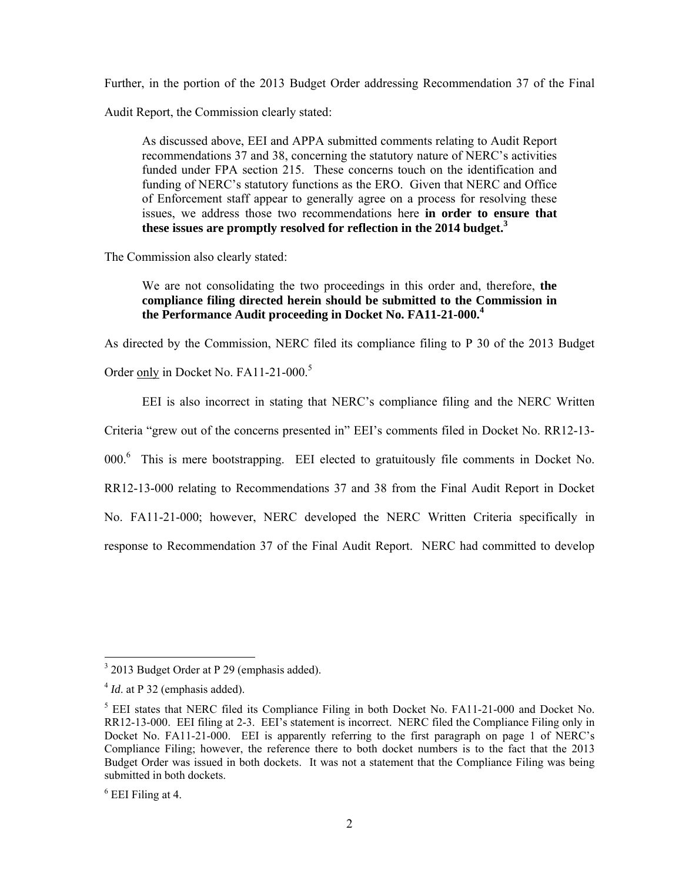Further, in the portion of the 2013 Budget Order addressing Recommendation 37 of the Final Audit Report, the Commission clearly stated:

> As discussed above, EEI and APPA submitted comments relating to Audit Report recommendations 37 and 38, concerning the statutory nature of NERC's activities funded under FPA section 215. These concerns touch on the identification and funding of NERC's statutory functions as the ERO. Given that NERC and Office of Enforcement staff appear to generally agree on a process for resolving these issues, we address those two recommendations here **in order to ensure that these issues are promptly resolved for reflection in the 2014 budget.**[3]

The Commission also clearly stated:

> We are not consolidating the two proceedings in this order and, therefore, **the compliance filing directed herein should be submitted to the Commission in the Performance Audit proceeding in Docket No. FA11-21-000.**[4]

As directed by the Commission, NERC filed its compliance filing to P 30 of the 2013 Budget Order only in Docket No. FA11-21-000.[5]

EEI is also incorrect in stating that NERC's compliance filing and the NERC Written Criteria "grew out of the concerns presented in" EEI's comments filed in Docket No. RR12-13-000.[6] This is mere bootstrapping. EEI elected to gratuitously file comments in Docket No. RR12-13-000 relating to Recommendations 37 and 38 from the Final Audit Report in Docket No. FA11-21-000; however, NERC developed the NERC Written Criteria specifically in response to Recommendation 37 of the Final Audit Report. NERC had committed to develop

---

[3] 2013 Budget Order at P 29 (emphasis added).

[4] *Id*. at P 32 (emphasis added).

[5] EEI states that NERC filed its Compliance Filing in both Docket No. FA11-21-000 and Docket No. RR12-13-000. EEI filing at 2-3. EEI's statement is incorrect. NERC filed the Compliance Filing only in Docket No. FA11-21-000. EEI is apparently referring to the first paragraph on page 1 of NERC's Compliance Filing; however, the reference there to both docket numbers is to the fact that the 2013 Budget Order was issued in both dockets. It was not a statement that the Compliance Filing was being submitted in both dockets.

[6] EEI Filing at 4.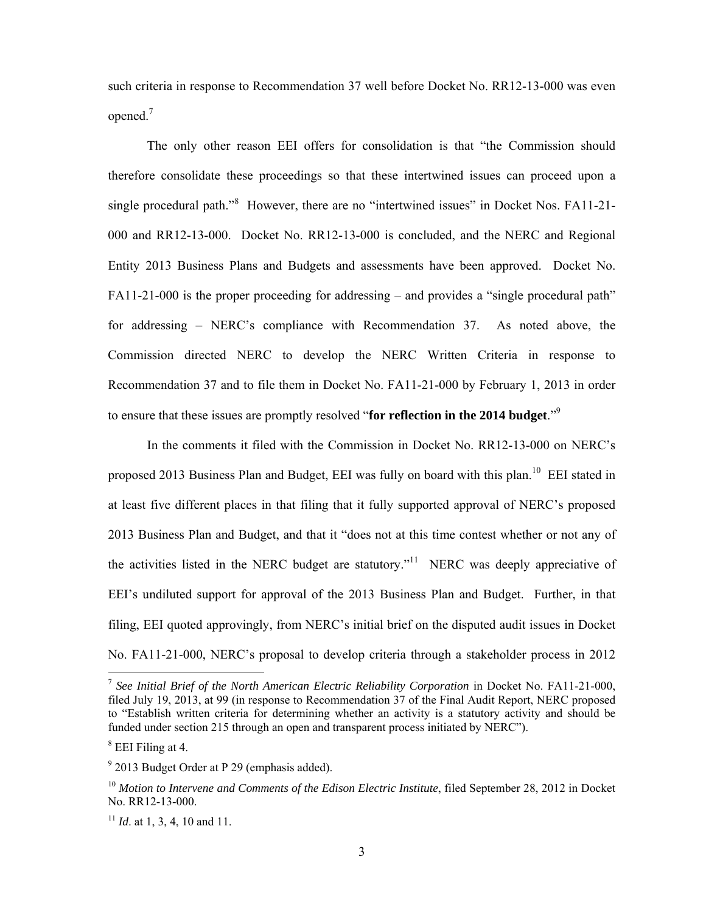such criteria in response to Recommendation 37 well before Docket No. RR12-13-000 was even opened.[7]

The only other reason EEI offers for consolidation is that "the Commission should therefore consolidate these proceedings so that these intertwined issues can proceed upon a single procedural path."[8] However, there are no "intertwined issues" in Docket Nos. FA11-21-000 and RR12-13-000. Docket No. RR12-13-000 is concluded, and the NERC and Regional Entity 2013 Business Plans and Budgets and assessments have been approved. Docket No. FA11-21-000 is the proper proceeding for addressing – and provides a "single procedural path" for addressing – NERC's compliance with Recommendation 37. As noted above, the Commission directed NERC to develop the NERC Written Criteria in response to Recommendation 37 and to file them in Docket No. FA11-21-000 by February 1, 2013 in order to ensure that these issues are promptly resolved "**for reflection in the 2014 budget**."[9]

In the comments it filed with the Commission in Docket No. RR12-13-000 on NERC's proposed 2013 Business Plan and Budget, EEI was fully on board with this plan.[10] EEI stated in at least five different places in that filing that it fully supported approval of NERC's proposed 2013 Business Plan and Budget, and that it "does not at this time contest whether or not any of the activities listed in the NERC budget are statutory."[11] NERC was deeply appreciative of EEI's undiluted support for approval of the 2013 Business Plan and Budget. Further, in that filing, EEI quoted approvingly, from NERC's initial brief on the disputed audit issues in Docket No. FA11-21-000, NERC's proposal to develop criteria through a stakeholder process in 2012

---

[7] *See Initial Brief of the North American Electric Reliability Corporation* in Docket No. FA11-21-000, filed July 19, 2013, at 99 (in response to Recommendation 37 of the Final Audit Report, NERC proposed to "Establish written criteria for determining whether an activity is a statutory activity and should be funded under section 215 through an open and transparent process initiated by NERC").

[8] EEI Filing at 4.

[9] 2013 Budget Order at P 29 (emphasis added).

[10] *Motion to Intervene and Comments of the Edison Electric Institute*, filed September 28, 2012 in Docket No. RR12-13-000.

[11] *Id*. at 1, 3, 4, 10 and 11.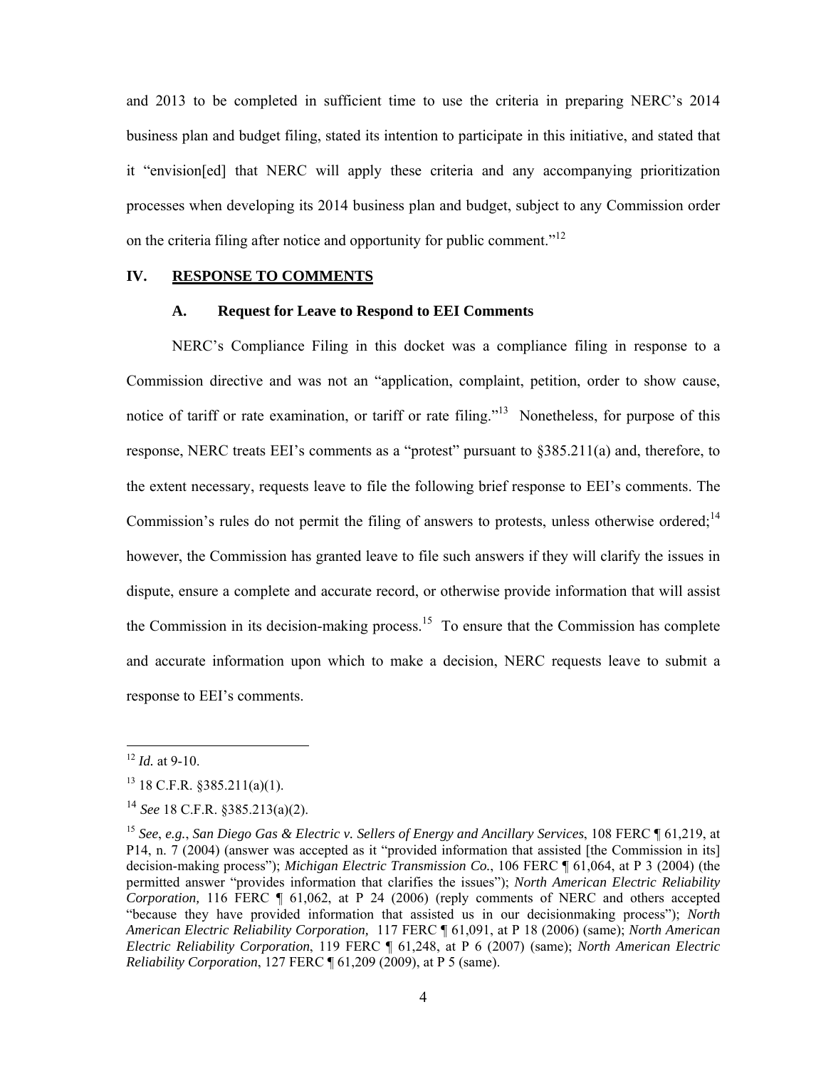and 2013 to be completed in sufficient time to use the criteria in preparing NERC's 2014 business plan and budget filing, stated its intention to participate in this initiative, and stated that it "envision[ed] that NERC will apply these criteria and any accompanying prioritization processes when developing its 2014 business plan and budget, subject to any Commission order on the criteria filing after notice and opportunity for public comment."[12]

## IV. RESPONSE TO COMMENTS

### A. Request for Leave to Respond to EEI Comments

NERC's Compliance Filing in this docket was a compliance filing in response to a Commission directive and was not an "application, complaint, petition, order to show cause, notice of tariff or rate examination, or tariff or rate filing."[13] Nonetheless, for purpose of this response, NERC treats EEI's comments as a "protest" pursuant to §385.211(a) and, therefore, to the extent necessary, requests leave to file the following brief response to EEI's comments. The Commission's rules do not permit the filing of answers to protests, unless otherwise ordered;[14] however, the Commission has granted leave to file such answers if they will clarify the issues in dispute, ensure a complete and accurate record, or otherwise provide information that will assist the Commission in its decision-making process.[15] To ensure that the Commission has complete and accurate information upon which to make a decision, NERC requests leave to submit a response to EEI's comments.

---

[12] *Id.* at 9-10.

[13] 18 C.F.R. §385.211(a)(1).

[14] *See* 18 C.F.R. §385.213(a)(2).

[15] *See*, *e.g.*, *San Diego Gas & Electric v. Sellers of Energy and Ancillary Services*, 108 FERC ¶ 61,219, at P14, n. 7 (2004) (answer was accepted as it "provided information that assisted [the Commission in its] decision-making process"); *Michigan Electric Transmission Co.*, 106 FERC ¶ 61,064, at P 3 (2004) (the permitted answer "provides information that clarifies the issues"); *North American Electric Reliability Corporation,* 116 FERC ¶ 61,062, at P 24 (2006) (reply comments of NERC and others accepted "because they have provided information that assisted us in our decisionmaking process"); *North American Electric Reliability Corporation,* 117 FERC ¶ 61,091, at P 18 (2006) (same); *North American Electric Reliability Corporation*, 119 FERC ¶ 61,248, at P 6 (2007) (same); *North American Electric Reliability Corporation*, 127 FERC ¶ 61,209 (2009), at P 5 (same).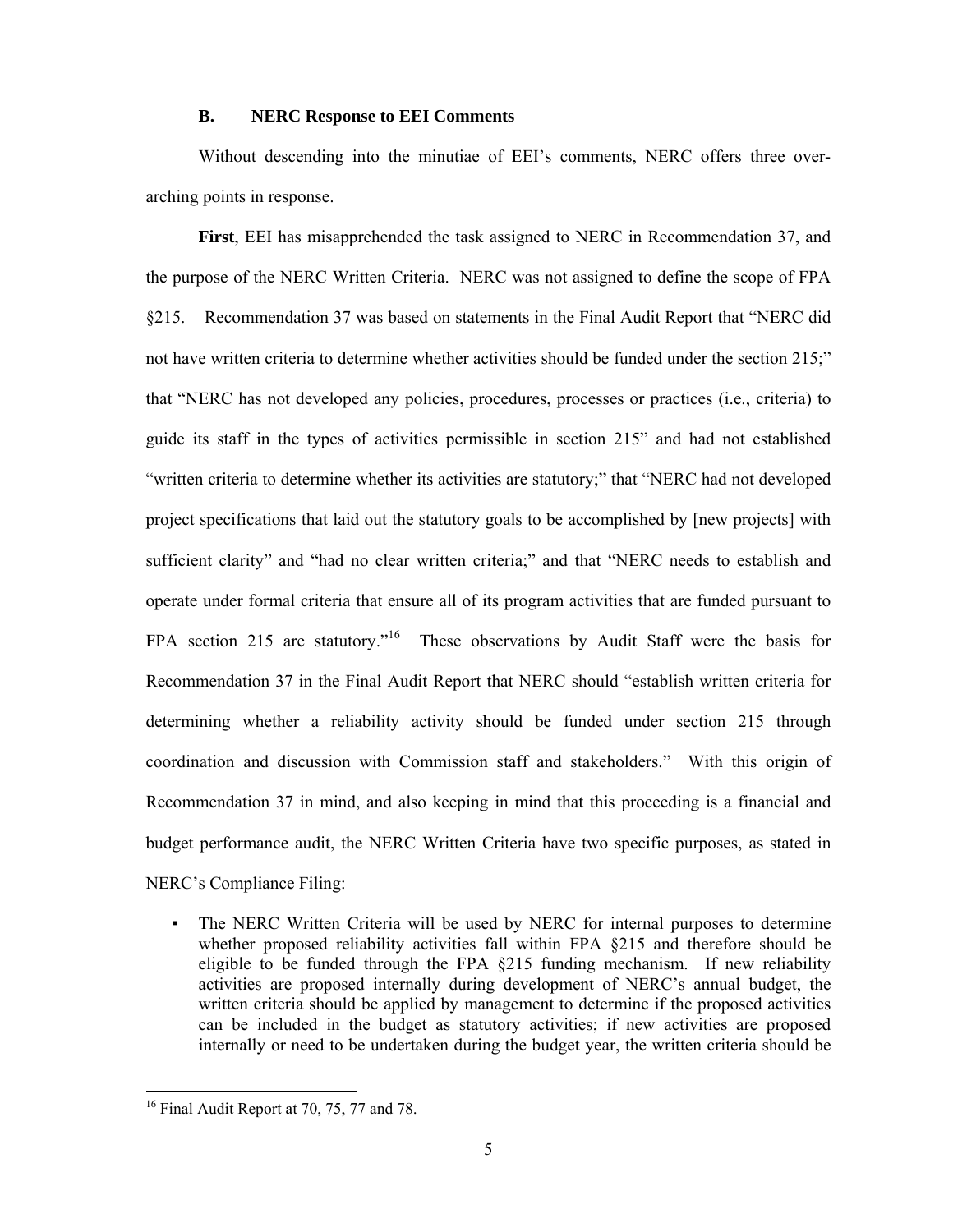### B. NERC Response to EEI Comments

Without descending into the minutiae of EEI's comments, NERC offers three over-arching points in response.

**First**, EEI has misapprehended the task assigned to NERC in Recommendation 37, and the purpose of the NERC Written Criteria. NERC was not assigned to define the scope of FPA §215. Recommendation 37 was based on statements in the Final Audit Report that "NERC did not have written criteria to determine whether activities should be funded under the section 215;" that "NERC has not developed any policies, procedures, processes or practices (i.e., criteria) to guide its staff in the types of activities permissible in section 215" and had not established "written criteria to determine whether its activities are statutory;" that "NERC had not developed project specifications that laid out the statutory goals to be accomplished by [new projects] with sufficient clarity" and "had no clear written criteria;" and that "NERC needs to establish and operate under formal criteria that ensure all of its program activities that are funded pursuant to FPA section 215 are statutory."[16] These observations by Audit Staff were the basis for Recommendation 37 in the Final Audit Report that NERC should "establish written criteria for determining whether a reliability activity should be funded under section 215 through coordination and discussion with Commission staff and stakeholders." With this origin of Recommendation 37 in mind, and also keeping in mind that this proceeding is a financial and budget performance audit, the NERC Written Criteria have two specific purposes, as stated in NERC's Compliance Filing:

- The NERC Written Criteria will be used by NERC for internal purposes to determine whether proposed reliability activities fall within FPA §215 and therefore should be eligible to be funded through the FPA §215 funding mechanism. If new reliability activities are proposed internally during development of NERC's annual budget, the written criteria should be applied by management to determine if the proposed activities can be included in the budget as statutory activities; if new activities are proposed internally or need to be undertaken during the budget year, the written criteria should be

[16] Final Audit Report at 70, 75, 77 and 78.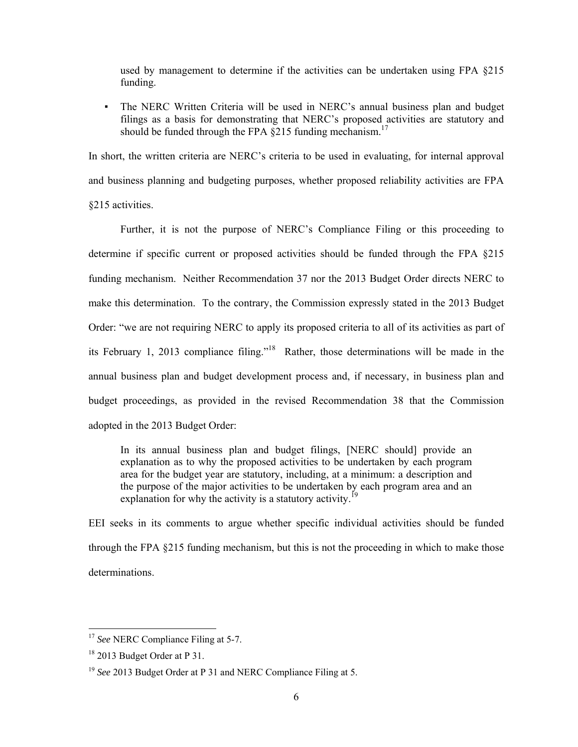used by management to determine if the activities can be undertaken using FPA §215 funding.

- The NERC Written Criteria will be used in NERC's annual business plan and budget filings as a basis for demonstrating that NERC's proposed activities are statutory and should be funded through the FPA §215 funding mechanism.[17]

In short, the written criteria are NERC's criteria to be used in evaluating, for internal approval and business planning and budgeting purposes, whether proposed reliability activities are FPA §215 activities.

Further, it is not the purpose of NERC's Compliance Filing or this proceeding to determine if specific current or proposed activities should be funded through the FPA §215 funding mechanism. Neither Recommendation 37 nor the 2013 Budget Order directs NERC to make this determination. To the contrary, the Commission expressly stated in the 2013 Budget Order: "we are not requiring NERC to apply its proposed criteria to all of its activities as part of its February 1, 2013 compliance filing."[18] Rather, those determinations will be made in the annual business plan and budget development process and, if necessary, in business plan and budget proceedings, as provided in the revised Recommendation 38 that the Commission adopted in the 2013 Budget Order:

> In its annual business plan and budget filings, [NERC should] provide an explanation as to why the proposed activities to be undertaken by each program area for the budget year are statutory, including, at a minimum: a description and the purpose of the major activities to be undertaken by each program area and an explanation for why the activity is a statutory activity.[19]

EEI seeks in its comments to argue whether specific individual activities should be funded through the FPA §215 funding mechanism, but this is not the proceeding in which to make those determinations.

---

[17] *See* NERC Compliance Filing at 5-7.

[18] 2013 Budget Order at P 31.

[19] *See* 2013 Budget Order at P 31 and NERC Compliance Filing at 5.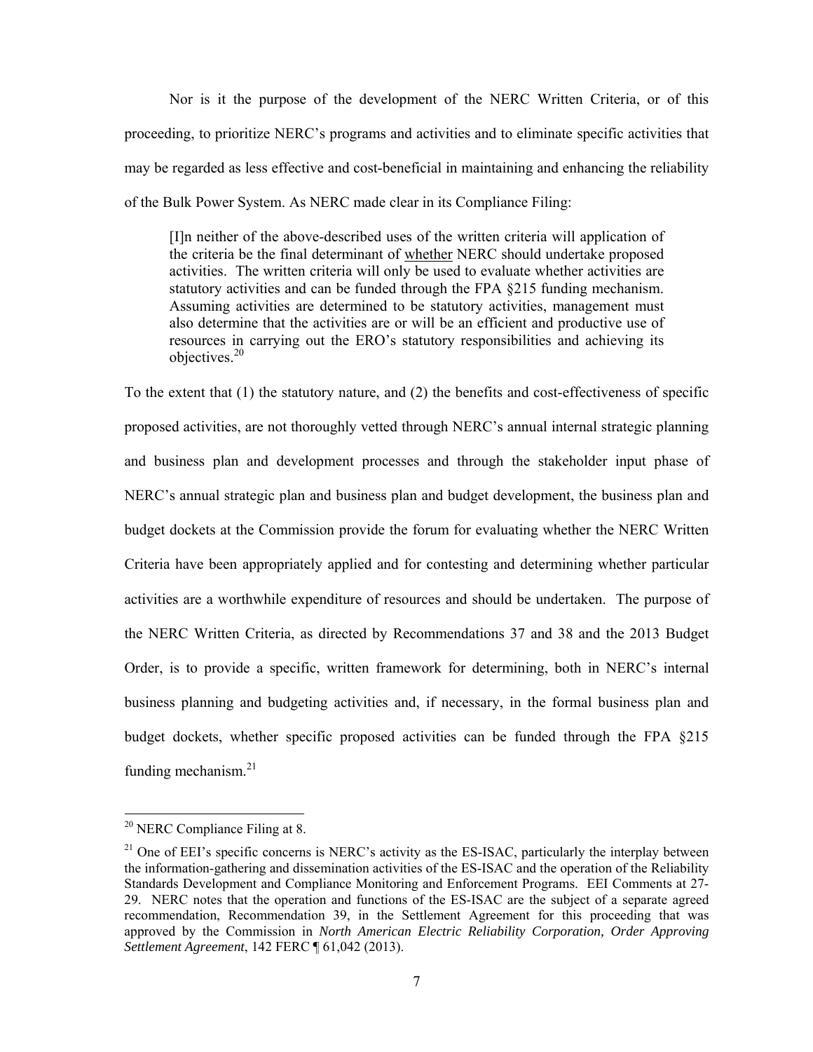Nor is it the purpose of the development of the NERC Written Criteria, or of this proceeding, to prioritize NERC's programs and activities and to eliminate specific activities that may be regarded as less effective and cost-beneficial in maintaining and enhancing the reliability of the Bulk Power System. As NERC made clear in its Compliance Filing:

> [I]n neither of the above-described uses of the written criteria will application of the criteria be the final determinant of whether NERC should undertake proposed activities. The written criteria will only be used to evaluate whether activities are statutory activities and can be funded through the FPA §215 funding mechanism. Assuming activities are determined to be statutory activities, management must also determine that the activities are or will be an efficient and productive use of resources in carrying out the ERO's statutory responsibilities and achieving its objectives.[20]

To the extent that (1) the statutory nature, and (2) the benefits and cost-effectiveness of specific proposed activities, are not thoroughly vetted through NERC's annual internal strategic planning and business plan and development processes and through the stakeholder input phase of NERC's annual strategic plan and business plan and budget development, the business plan and budget dockets at the Commission provide the forum for evaluating whether the NERC Written Criteria have been appropriately applied and for contesting and determining whether particular activities are a worthwhile expenditure of resources and should be undertaken. The purpose of the NERC Written Criteria, as directed by Recommendations 37 and 38 and the 2013 Budget Order, is to provide a specific, written framework for determining, both in NERC's internal business planning and budgeting activities and, if necessary, in the formal business plan and budget dockets, whether specific proposed activities can be funded through the FPA §215 funding mechanism.[21]

---

[20] NERC Compliance Filing at 8.

[21] One of EEI's specific concerns is NERC's activity as the ES-ISAC, particularly the interplay between the information-gathering and dissemination activities of the ES-ISAC and the operation of the Reliability Standards Development and Compliance Monitoring and Enforcement Programs. EEI Comments at 27-29. NERC notes that the operation and functions of the ES-ISAC are the subject of a separate agreed recommendation, Recommendation 39, in the Settlement Agreement for this proceeding that was approved by the Commission in *North American Electric Reliability Corporation, Order Approving Settlement Agreement*, 142 FERC ¶ 61,042 (2013).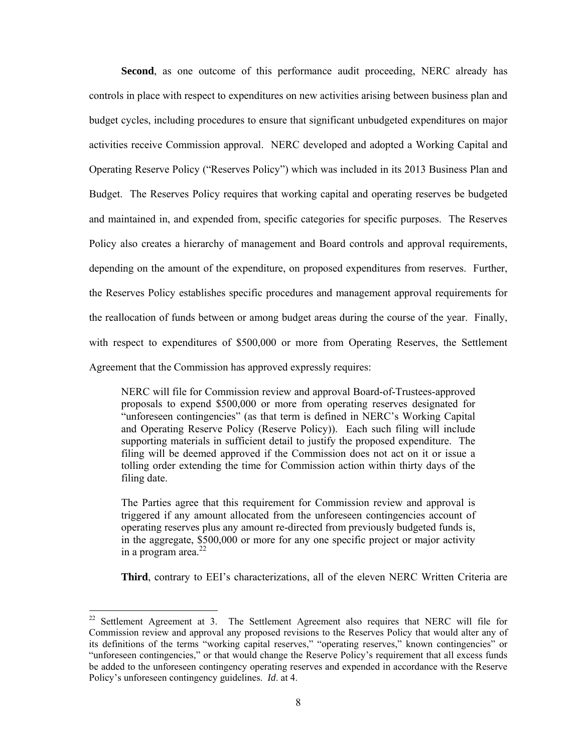**Second**, as one outcome of this performance audit proceeding, NERC already has controls in place with respect to expenditures on new activities arising between business plan and budget cycles, including procedures to ensure that significant unbudgeted expenditures on major activities receive Commission approval. NERC developed and adopted a Working Capital and Operating Reserve Policy ("Reserves Policy") which was included in its 2013 Business Plan and Budget. The Reserves Policy requires that working capital and operating reserves be budgeted and maintained in, and expended from, specific categories for specific purposes. The Reserves Policy also creates a hierarchy of management and Board controls and approval requirements, depending on the amount of the expenditure, on proposed expenditures from reserves. Further, the Reserves Policy establishes specific procedures and management approval requirements for the reallocation of funds between or among budget areas during the course of the year. Finally, with respect to expenditures of $500,000 or more from Operating Reserves, the Settlement Agreement that the Commission has approved expressly requires:

> NERC will file for Commission review and approval Board-of-Trustees-approved proposals to expend $500,000 or more from operating reserves designated for "unforeseen contingencies" (as that term is defined in NERC's Working Capital and Operating Reserve Policy (Reserve Policy)). Each such filing will include supporting materials in sufficient detail to justify the proposed expenditure. The filing will be deemed approved if the Commission does not act on it or issue a tolling order extending the time for Commission action within thirty days of the filing date.
>
> The Parties agree that this requirement for Commission review and approval is triggered if any amount allocated from the unforeseen contingencies account of operating reserves plus any amount re-directed from previously budgeted funds is, in the aggregate, $500,000 or more for any one specific project or major activity in a program area.[22]

**Third**, contrary to EEI's characterizations, all of the eleven NERC Written Criteria are

---

[22] Settlement Agreement at 3. The Settlement Agreement also requires that NERC will file for Commission review and approval any proposed revisions to the Reserves Policy that would alter any of its definitions of the terms "working capital reserves," "operating reserves," known contingencies" or "unforeseen contingencies," or that would change the Reserve Policy's requirement that all excess funds be added to the unforeseen contingency operating reserves and expended in accordance with the Reserve Policy's unforeseen contingency guidelines. *Id*. at 4.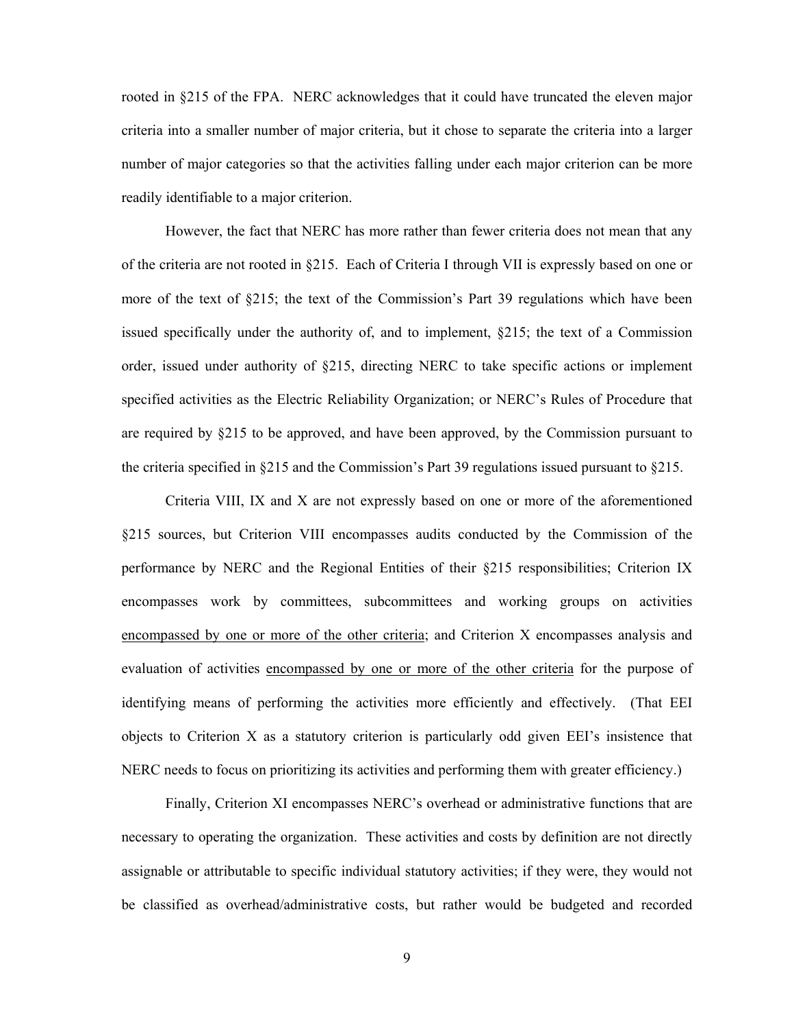rooted in §215 of the FPA. NERC acknowledges that it could have truncated the eleven major criteria into a smaller number of major criteria, but it chose to separate the criteria into a larger number of major categories so that the activities falling under each major criterion can be more readily identifiable to a major criterion.

However, the fact that NERC has more rather than fewer criteria does not mean that any of the criteria are not rooted in §215. Each of Criteria I through VII is expressly based on one or more of the text of §215; the text of the Commission's Part 39 regulations which have been issued specifically under the authority of, and to implement, §215; the text of a Commission order, issued under authority of §215, directing NERC to take specific actions or implement specified activities as the Electric Reliability Organization; or NERC's Rules of Procedure that are required by §215 to be approved, and have been approved, by the Commission pursuant to the criteria specified in §215 and the Commission's Part 39 regulations issued pursuant to §215.

Criteria VIII, IX and X are not expressly based on one or more of the aforementioned §215 sources, but Criterion VIII encompasses audits conducted by the Commission of the performance by NERC and the Regional Entities of their §215 responsibilities; Criterion IX encompasses work by committees, subcommittees and working groups on activities <u>encompassed by one or more of the other criteria</u>; and Criterion X encompasses analysis and evaluation of activities <u>encompassed by one or more of the other criteria</u> for the purpose of identifying means of performing the activities more efficiently and effectively. (That EEI objects to Criterion X as a statutory criterion is particularly odd given EEI's insistence that NERC needs to focus on prioritizing its activities and performing them with greater efficiency.)

Finally, Criterion XI encompasses NERC's overhead or administrative functions that are necessary to operating the organization. These activities and costs by definition are not directly assignable or attributable to specific individual statutory activities; if they were, they would not be classified as overhead/administrative costs, but rather would be budgeted and recorded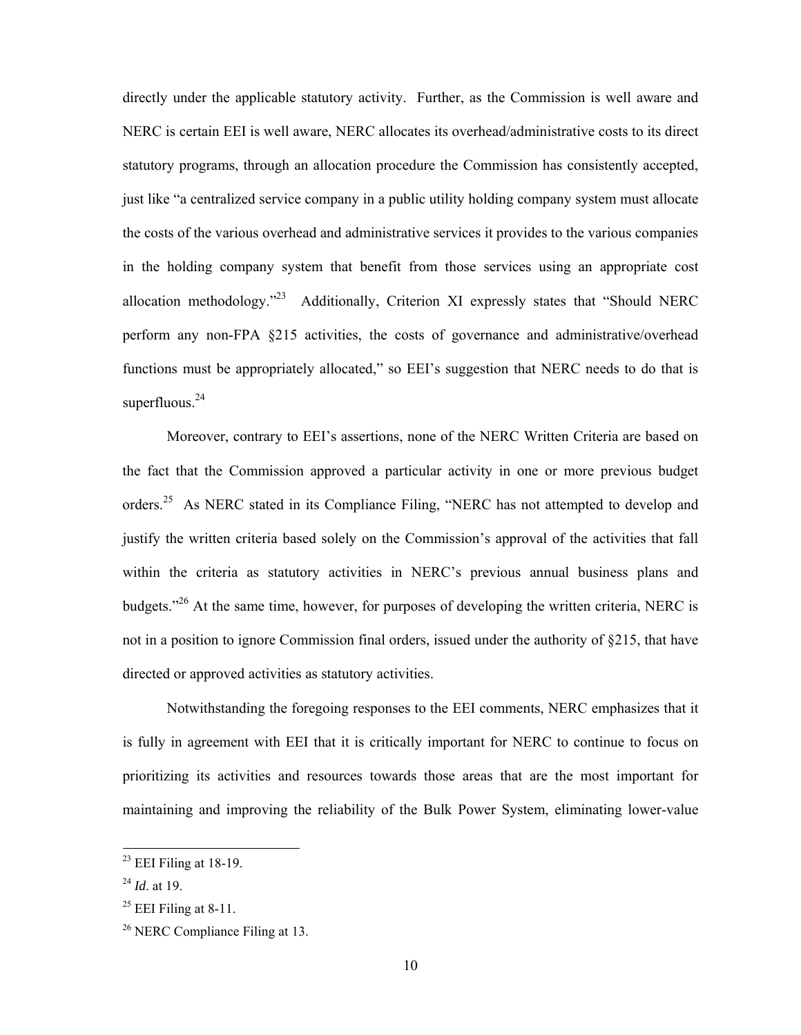directly under the applicable statutory activity. Further, as the Commission is well aware and NERC is certain EEI is well aware, NERC allocates its overhead/administrative costs to its direct statutory programs, through an allocation procedure the Commission has consistently accepted, just like "a centralized service company in a public utility holding company system must allocate the costs of the various overhead and administrative services it provides to the various companies in the holding company system that benefit from those services using an appropriate cost allocation methodology."[23] Additionally, Criterion XI expressly states that "Should NERC perform any non-FPA §215 activities, the costs of governance and administrative/overhead functions must be appropriately allocated," so EEI's suggestion that NERC needs to do that is superfluous.[24]

Moreover, contrary to EEI's assertions, none of the NERC Written Criteria are based on the fact that the Commission approved a particular activity in one or more previous budget orders.[25] As NERC stated in its Compliance Filing, "NERC has not attempted to develop and justify the written criteria based solely on the Commission's approval of the activities that fall within the criteria as statutory activities in NERC's previous annual business plans and budgets."[26] At the same time, however, for purposes of developing the written criteria, NERC is not in a position to ignore Commission final orders, issued under the authority of §215, that have directed or approved activities as statutory activities.

Notwithstanding the foregoing responses to the EEI comments, NERC emphasizes that it is fully in agreement with EEI that it is critically important for NERC to continue to focus on prioritizing its activities and resources towards those areas that are the most important for maintaining and improving the reliability of the Bulk Power System, eliminating lower-value

---

[23] EEI Filing at 18-19.

[24] *Id*. at 19.

[25] EEI Filing at 8-11.

[26] NERC Compliance Filing at 13.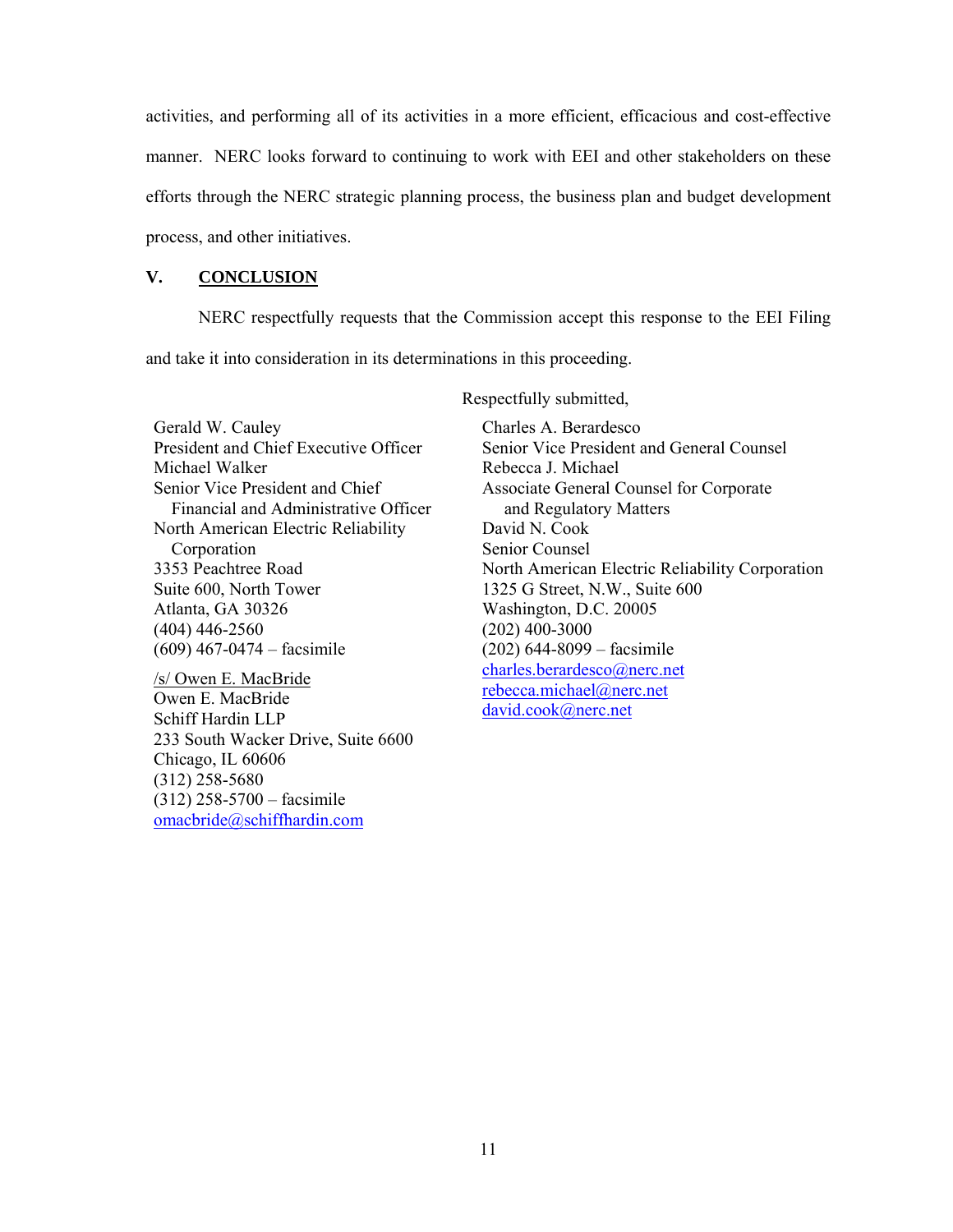activities, and performing all of its activities in a more efficient, efficacious and cost-effective manner. NERC looks forward to continuing to work with EEI and other stakeholders on these efforts through the NERC strategic planning process, the business plan and budget development process, and other initiatives.

## V. CONCLUSION

NERC respectfully requests that the Commission accept this response to the EEI Filing and take it into consideration in its determinations in this proceeding.

Respectfully submitted,

Gerald W. Cauley
President and Chief Executive Officer
Michael Walker
Senior Vice President and Chief
Financial and Administrative Officer
North American Electric Reliability
Corporation
3353 Peachtree Road
Suite 600, North Tower
Atlanta, GA 30326
(404) 446-2560
(609) 467-0474 – facsimile

/s/ Owen E. MacBride
Owen E. MacBride
Schiff Hardin LLP
233 South Wacker Drive, Suite 6600
Chicago, IL 60606
(312) 258-5680
(312) 258-5700 – facsimile
omacbride@schiffhardin.com

Charles A. Berardesco
Senior Vice President and General Counsel
Rebecca J. Michael
Associate General Counsel for Corporate
and Regulatory Matters
David N. Cook
Senior Counsel
North American Electric Reliability Corporation
1325 G Street, N.W., Suite 600
Washington, D.C. 20005
(202) 400-3000
(202) 644-8099 – facsimile
charles.berardesco@nerc.net
rebecca.michael@nerc.net
david.cook@nerc.net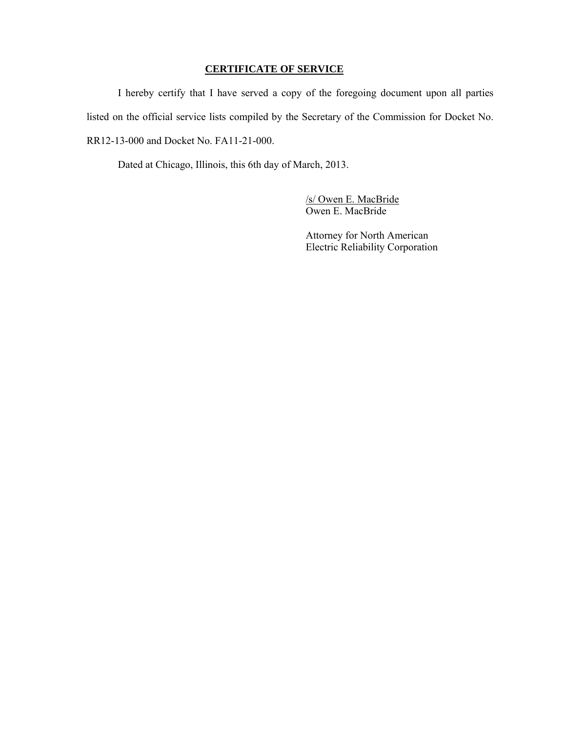## CERTIFICATE OF SERVICE

I hereby certify that I have served a copy of the foregoing document upon all parties listed on the official service lists compiled by the Secretary of the Commission for Docket No. RR12-13-000 and Docket No. FA11-21-000.

Dated at Chicago, Illinois, this 6th day of March, 2013.

/s/ Owen E. MacBride
Owen E. MacBride

Attorney for North American
Electric Reliability Corporation